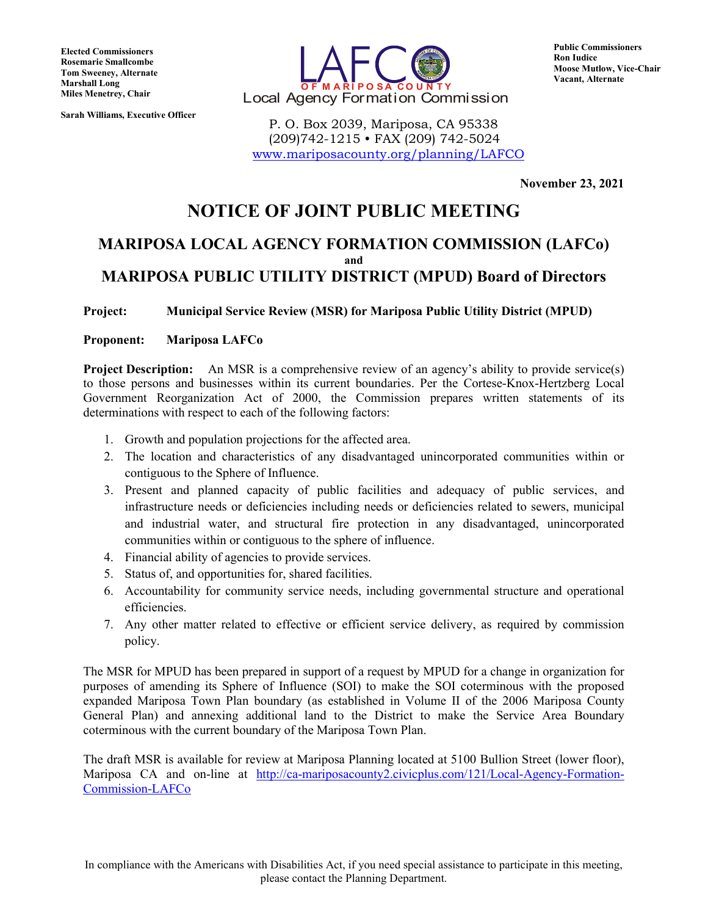**Elected Commissioners**
**Rosemarie Smallcombe**
**Tom Sweeney, Alternate**
**Marshall Long**
**Miles Menetrey, Chair**

**Sarah Williams, Executive Officer**

LAFCO OF MARIPOSA COUNTY
Local Agency Formation Commission

P. O. Box 2039, Mariposa, CA 95338
(209)742-1215 • FAX (209) 742-5024
www.mariposacounty.org/planning/LAFCO

**Public Commissioners**
**Ron Iudice**
**Moose Mutlow, Vice-Chair**
**Vacant, Alternate**

**November 23, 2021**

# NOTICE OF JOINT PUBLIC MEETING

## MARIPOSA LOCAL AGENCY FORMATION COMMISSION (LAFCo)
**and**
## MARIPOSA PUBLIC UTILITY DISTRICT (MPUD) Board of Directors

**Project:** **Municipal Service Review (MSR) for Mariposa Public Utility District (MPUD)**

**Proponent:** **Mariposa LAFCo**

**Project Description:** An MSR is a comprehensive review of an agency's ability to provide service(s) to those persons and businesses within its current boundaries. Per the Cortese-Knox-Hertzberg Local Government Reorganization Act of 2000, the Commission prepares written statements of its determinations with respect to each of the following factors:

1. Growth and population projections for the affected area.
2. The location and characteristics of any disadvantaged unincorporated communities within or contiguous to the Sphere of Influence.
3. Present and planned capacity of public facilities and adequacy of public services, and infrastructure needs or deficiencies including needs or deficiencies related to sewers, municipal and industrial water, and structural fire protection in any disadvantaged, unincorporated communities within or contiguous to the sphere of influence.
4. Financial ability of agencies to provide services.
5. Status of, and opportunities for, shared facilities.
6. Accountability for community service needs, including governmental structure and operational efficiencies.
7. Any other matter related to effective or efficient service delivery, as required by commission policy.

The MSR for MPUD has been prepared in support of a request by MPUD for a change in organization for purposes of amending its Sphere of Influence (SOI) to make the SOI coterminous with the proposed expanded Mariposa Town Plan boundary (as established in Volume II of the 2006 Mariposa County General Plan) and annexing additional land to the District to make the Service Area Boundary coterminous with the current boundary of the Mariposa Town Plan.

The draft MSR is available for review at Mariposa Planning located at 5100 Bullion Street (lower floor), Mariposa CA and on-line at http://ca-mariposacounty2.civicplus.com/121/Local-Agency-Formation-Commission-LAFCo

In compliance with the Americans with Disabilities Act, if you need special assistance to participate in this meeting, please contact the Planning Department.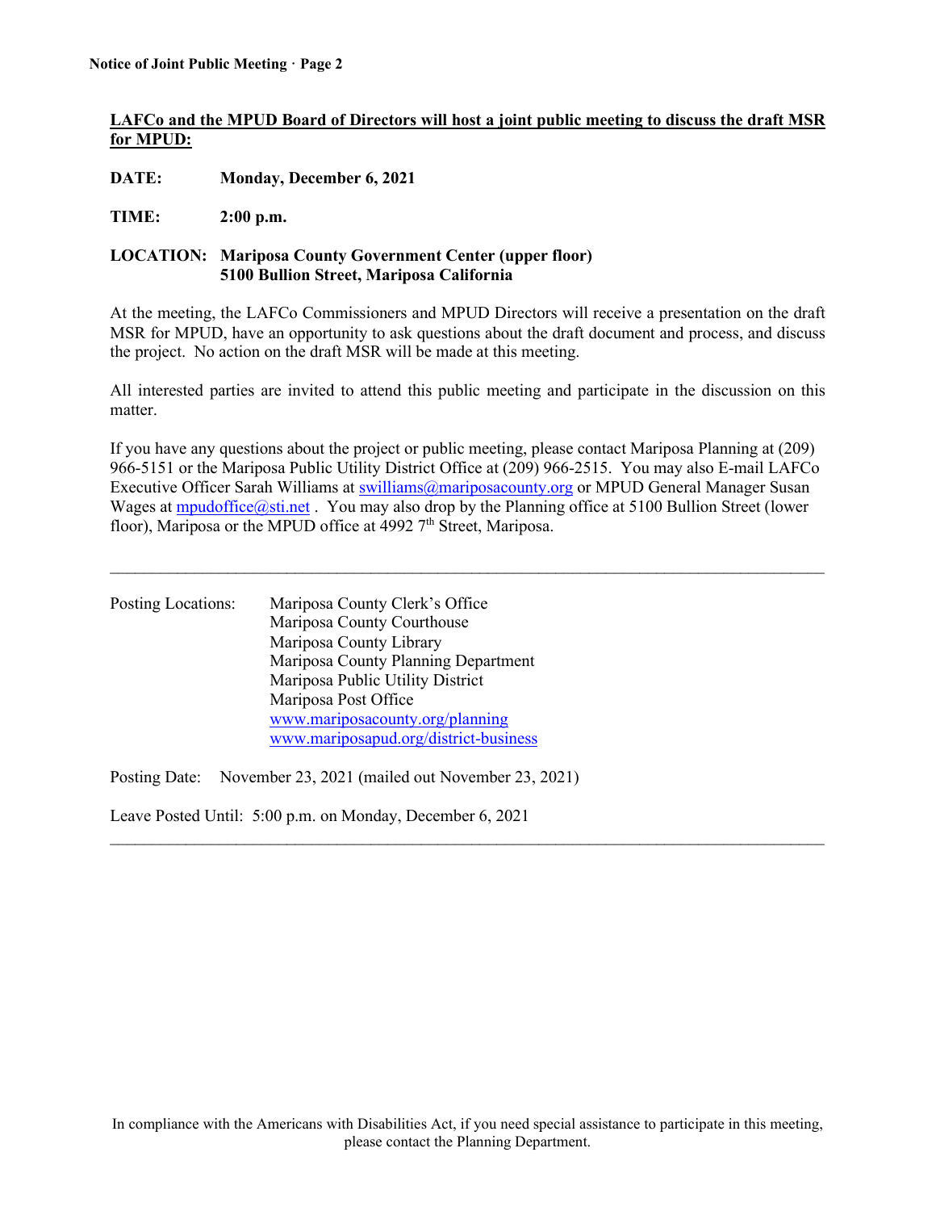**LAFCo and the MPUD Board of Directors will host a joint public meeting to discuss the draft MSR for MPUD:**

**DATE:** **Monday, December 6, 2021**

**TIME:** **2:00 p.m.**

**LOCATION:** **Mariposa County Government Center (upper floor)**
**5100 Bullion Street, Mariposa California**

At the meeting, the LAFCo Commissioners and MPUD Directors will receive a presentation on the draft MSR for MPUD, have an opportunity to ask questions about the draft document and process, and discuss the project. No action on the draft MSR will be made at this meeting.

All interested parties are invited to attend this public meeting and participate in the discussion on this matter.

If you have any questions about the project or public meeting, please contact Mariposa Planning at (209) 966-5151 or the Mariposa Public Utility District Office at (209) 966-2515. You may also E-mail LAFCo Executive Officer Sarah Williams at swilliams@mariposacounty.org or MPUD General Manager Susan Wages at mpudoffice@sti.net . You may also drop by the Planning office at 5100 Bullion Street (lower floor), Mariposa or the MPUD office at 4992 7th Street, Mariposa.

---

Posting Locations:
Mariposa County Clerk's Office
Mariposa County Courthouse
Mariposa County Library
Mariposa County Planning Department
Mariposa Public Utility District
Mariposa Post Office
www.mariposacounty.org/planning
www.mariposapud.org/district-business

Posting Date: November 23, 2021 (mailed out November 23, 2021)

Leave Posted Until: 5:00 p.m. on Monday, December 6, 2021

---

In compliance with the Americans with Disabilities Act, if you need special assistance to participate in this meeting, please contact the Planning Department.